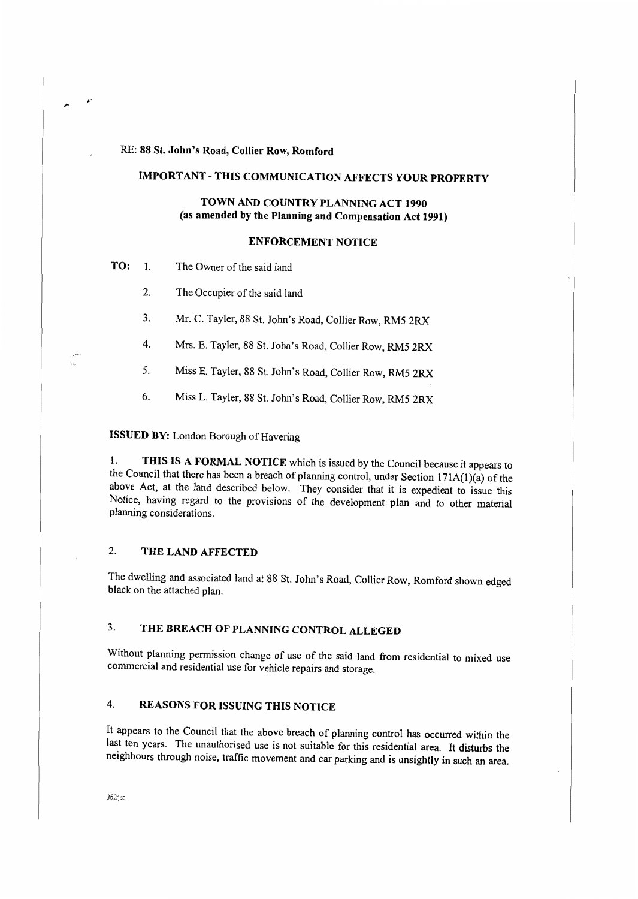RE: **88 St. John's Road, Collier Row, Romford**

**IMPORTANT - THIS COMMUNICATION AFFECTS YOUR PROPERTY**

**TOWN AND COUNTRY PLANNING ACT 1990**
**(as amended by the Planning and Compensation Act 1991)**

**ENFORCEMENT NOTICE**

**TO:**

1. The Owner of the said land
2. The Occupier of the said land
3. Mr. C. Tayler, 88 St. John's Road, Collier Row, RM5 2RX
4. Mrs. E. Tayler, 88 St. John's Road, Collier Row, RM5 2RX
5. Miss E. Tayler, 88 St. John's Road, Collier Row, RM5 2RX
6. Miss L. Tayler, 88 St. John's Road, Collier Row, RM5 2RX

**ISSUED BY:** London Borough of Havering

1. **THIS IS A FORMAL NOTICE** which is issued by the Council because it appears to the Council that there has been a breach of planning control, under Section 171A(1)(a) of the above Act, at the land described below. They consider that it is expedient to issue this Notice, having regard to the provisions of the development plan and to other material planning considerations.

## 2. THE LAND AFFECTED

The dwelling and associated land at 88 St. John's Road, Collier Row, Romford shown edged black on the attached plan.

## 3. THE BREACH OF PLANNING CONTROL ALLEGED

Without planning permission change of use of the said land from residential to mixed use commercial and residential use for vehicle repairs and storage.

## 4. REASONS FOR ISSUING THIS NOTICE

It appears to the Council that the above breach of planning control has occurred within the last ten years. The unauthorised use is not suitable for this residential area. It disturbs the neighbours through noise, traffic movement and car parking and is unsightly in such an area.

362jsc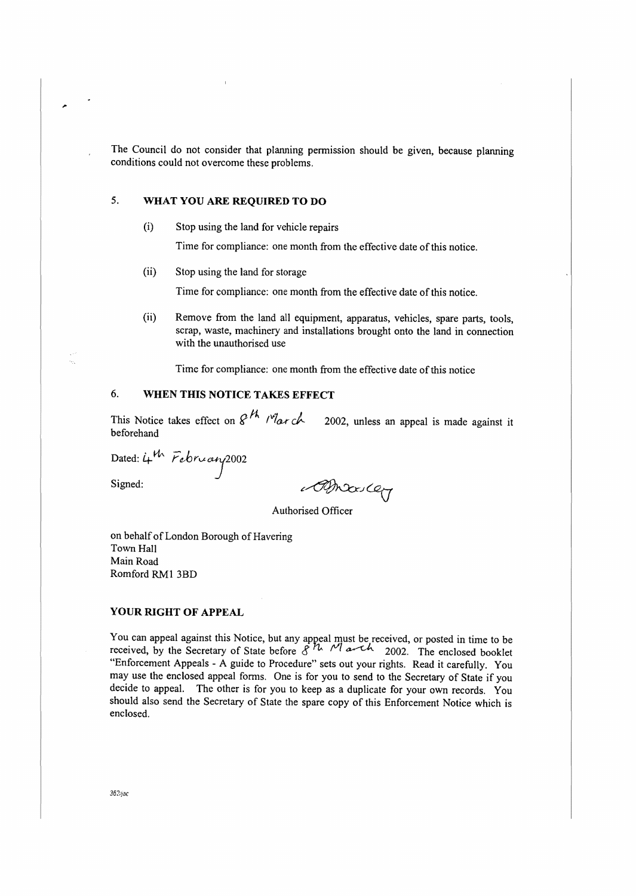The Council do not consider that planning permission should be given, because planning conditions could not overcome these problems.

## 5. WHAT YOU ARE REQUIRED TO DO

(i) Stop using the land for vehicle repairs

Time for compliance: one month from the effective date of this notice.

(ii) Stop using the land for storage

Time for compliance: one month from the effective date of this notice.

(ii) Remove from the land all equipment, apparatus, vehicles, spare parts, tools, scrap, waste, machinery and installations brought onto the land in connection with the unauthorised use

Time for compliance: one month from the effective date of this notice

## 6. WHEN THIS NOTICE TAKES EFFECT

This Notice takes effect on 8th March 2002, unless an appeal is made against it beforehand

Dated: 4th February 2002

Signed: Mooney

Authorised Officer

on behalf of London Borough of Havering
Town Hall
Main Road
Romford RM1 3BD

## YOUR RIGHT OF APPEAL

You can appeal against this Notice, but any appeal must be received, or posted in time to be received, by the Secretary of State before 8th March 2002. The enclosed booklet "Enforcement Appeals - A guide to Procedure" sets out your rights. Read it carefully. You may use the enclosed appeal forms. One is for you to send to the Secretary of State if you decide to appeal. The other is for you to keep as a duplicate for your own records. You should also send the Secretary of State the spare copy of this Enforcement Notice which is enclosed.

362jac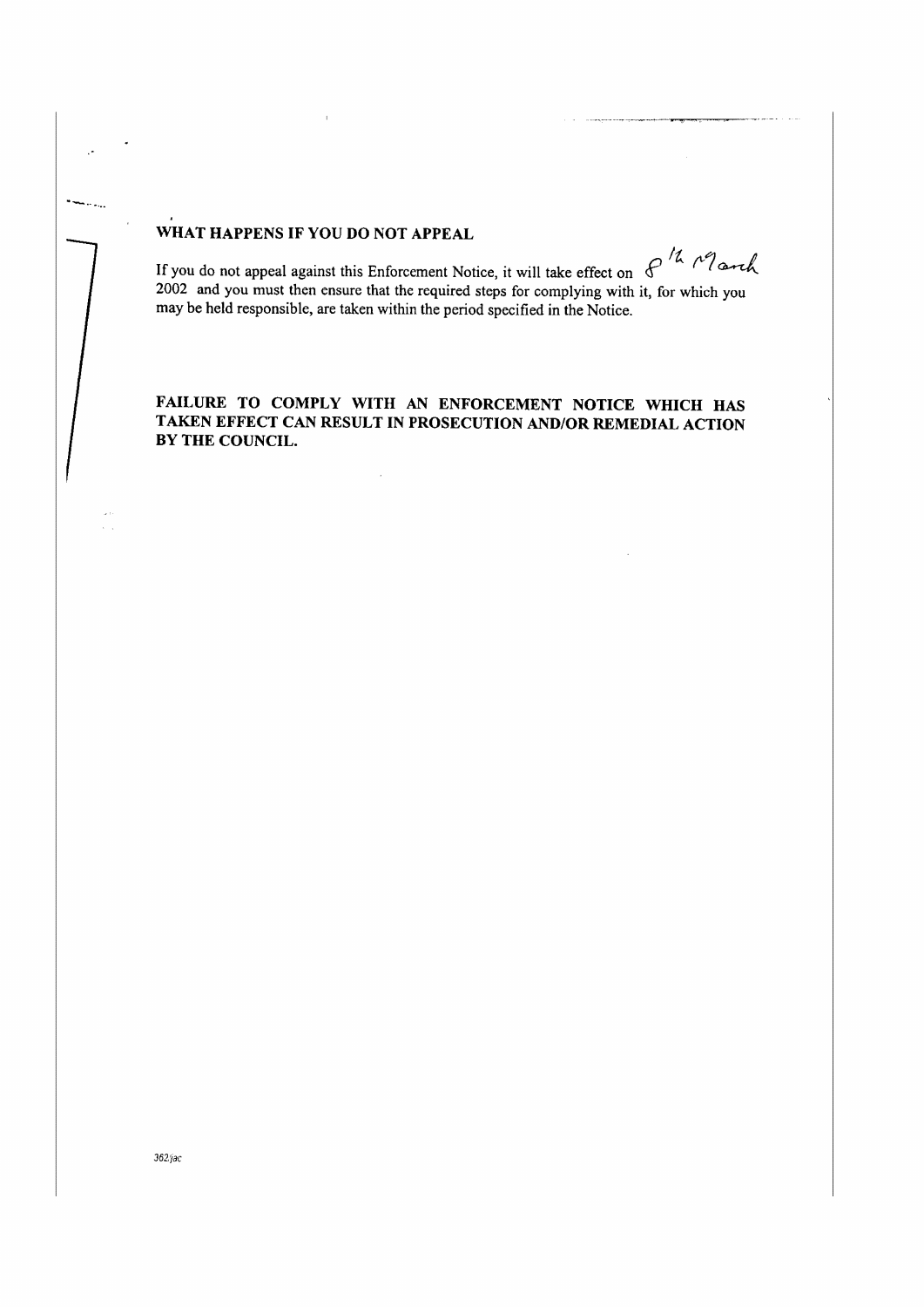## WHAT HAPPENS IF YOU DO NOT APPEAL

If you do not appeal against this Enforcement Notice, it will take effect on 8th March 2002 and you must then ensure that the required steps for complying with it, for which you may be held responsible, are taken within the period specified in the Notice.

**FAILURE TO COMPLY WITH AN ENFORCEMENT NOTICE WHICH HAS TAKEN EFFECT CAN RESULT IN PROSECUTION AND/OR REMEDIAL ACTION BY THE COUNCIL.**

*362/jac*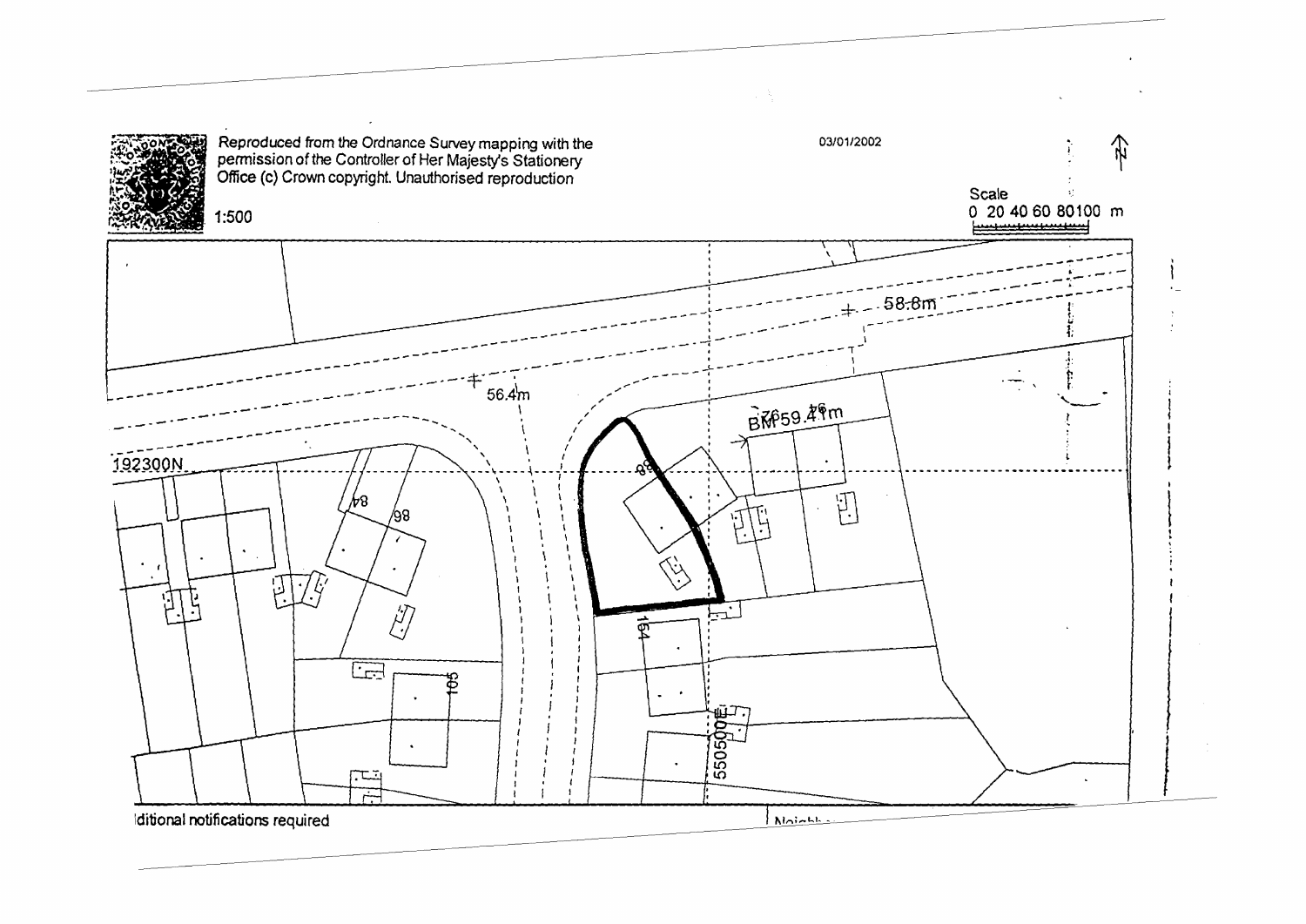Reproduced from the Ordnance Survey mapping with the permission of the Controller of Her Majesty's Stationery Office (c) Crown copyright. Unauthorised reproduction

1:500

03/01/2002

Scale
0 20 40 60 80 100 m

58.8m

56.4m

BM 59.41m

192300N

84

86

88

164

165

550500E

lditional notifications required

Neighb...